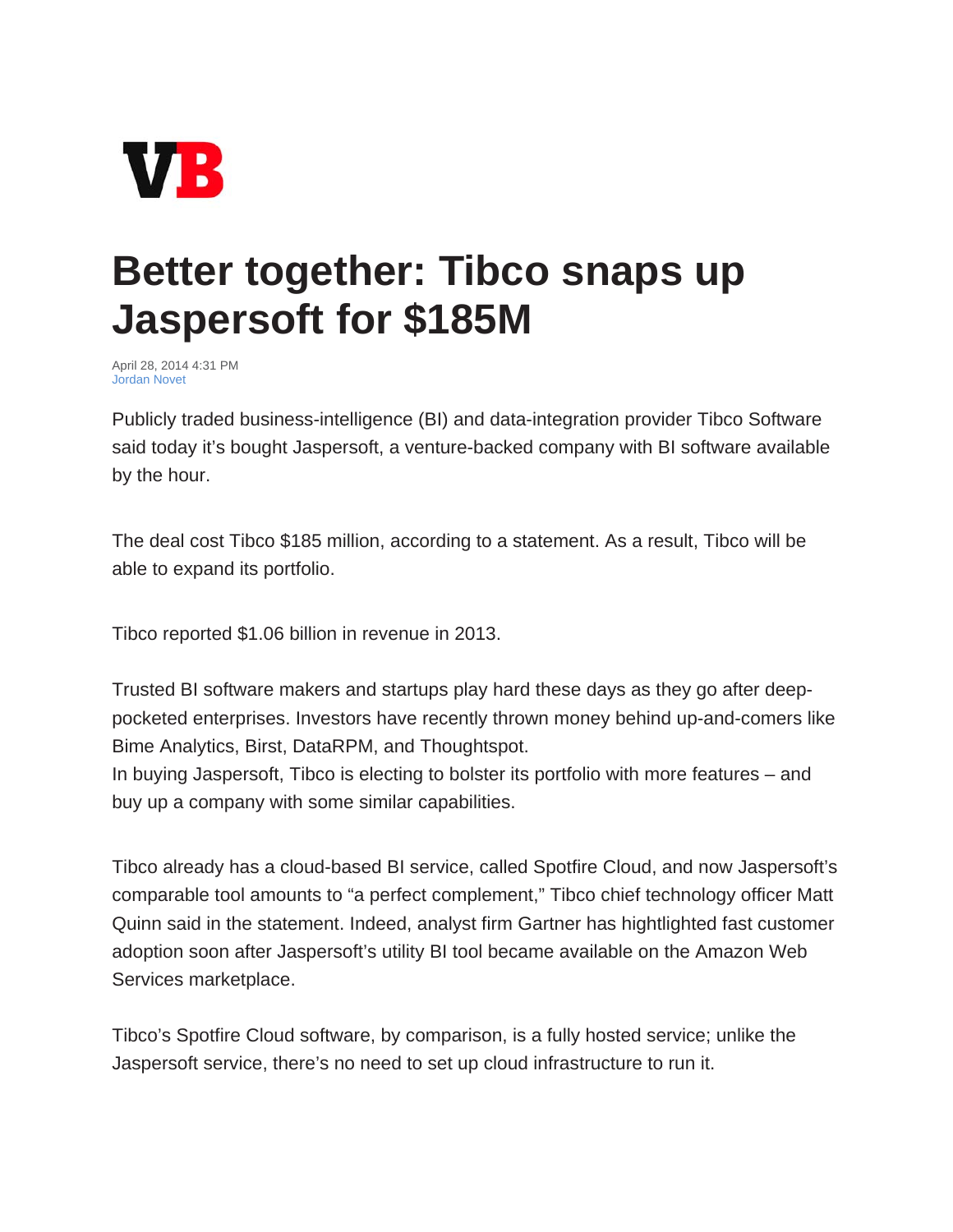VB

# Better together: Tibco snaps up Jaspersoft for $185M

April 28, 2014 4:31 PM
Jordan Novet

Publicly traded business-intelligence (BI) and data-integration provider Tibco Software said today it's bought Jaspersoft, a venture-backed company with BI software available by the hour.

The deal cost Tibco $185 million, according to a statement. As a result, Tibco will be able to expand its portfolio.

Tibco reported $1.06 billion in revenue in 2013.

Trusted BI software makers and startups play hard these days as they go after deep-pocketed enterprises. Investors have recently thrown money behind up-and-comers like Bime Analytics, Birst, DataRPM, and Thoughtspot.
In buying Jaspersoft, Tibco is electing to bolster its portfolio with more features – and buy up a company with some similar capabilities.

Tibco already has a cloud-based BI service, called Spotfire Cloud, and now Jaspersoft's comparable tool amounts to "a perfect complement," Tibco chief technology officer Matt Quinn said in the statement. Indeed, analyst firm Gartner has hightlighted fast customer adoption soon after Jaspersoft's utility BI tool became available on the Amazon Web Services marketplace.

Tibco's Spotfire Cloud software, by comparison, is a fully hosted service; unlike the Jaspersoft service, there's no need to set up cloud infrastructure to run it.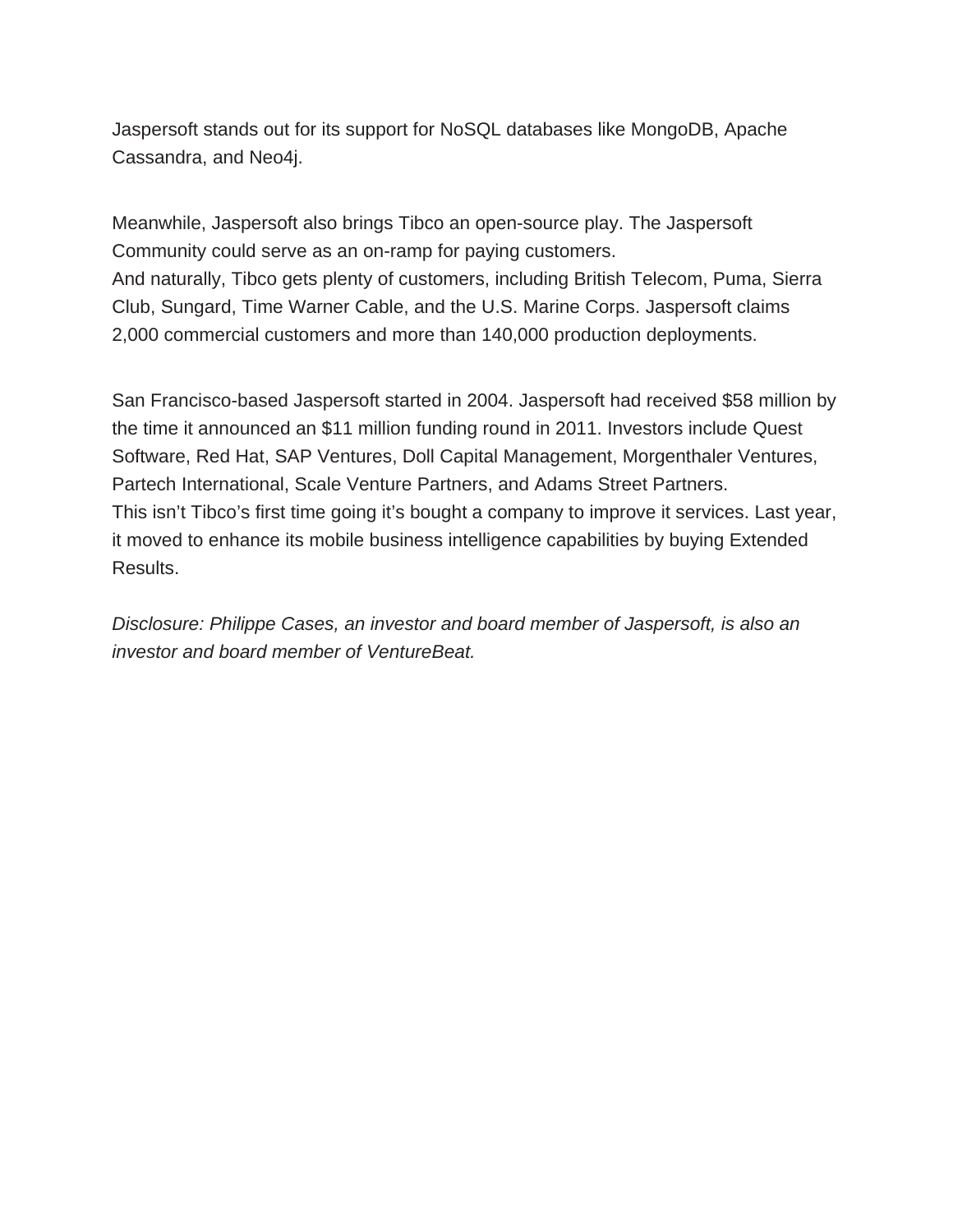Jaspersoft stands out for its support for NoSQL databases like MongoDB, Apache Cassandra, and Neo4j.

Meanwhile, Jaspersoft also brings Tibco an open-source play. The Jaspersoft Community could serve as an on-ramp for paying customers.
And naturally, Tibco gets plenty of customers, including British Telecom, Puma, Sierra Club, Sungard, Time Warner Cable, and the U.S. Marine Corps. Jaspersoft claims 2,000 commercial customers and more than 140,000 production deployments.

San Francisco-based Jaspersoft started in 2004. Jaspersoft had received $58 million by the time it announced an $11 million funding round in 2011. Investors include Quest Software, Red Hat, SAP Ventures, Doll Capital Management, Morgenthaler Ventures, Partech International, Scale Venture Partners, and Adams Street Partners.
This isn't Tibco's first time going it's bought a company to improve it services. Last year, it moved to enhance its mobile business intelligence capabilities by buying Extended Results.

*Disclosure: Philippe Cases, an investor and board member of Jaspersoft, is also an investor and board member of VentureBeat.*